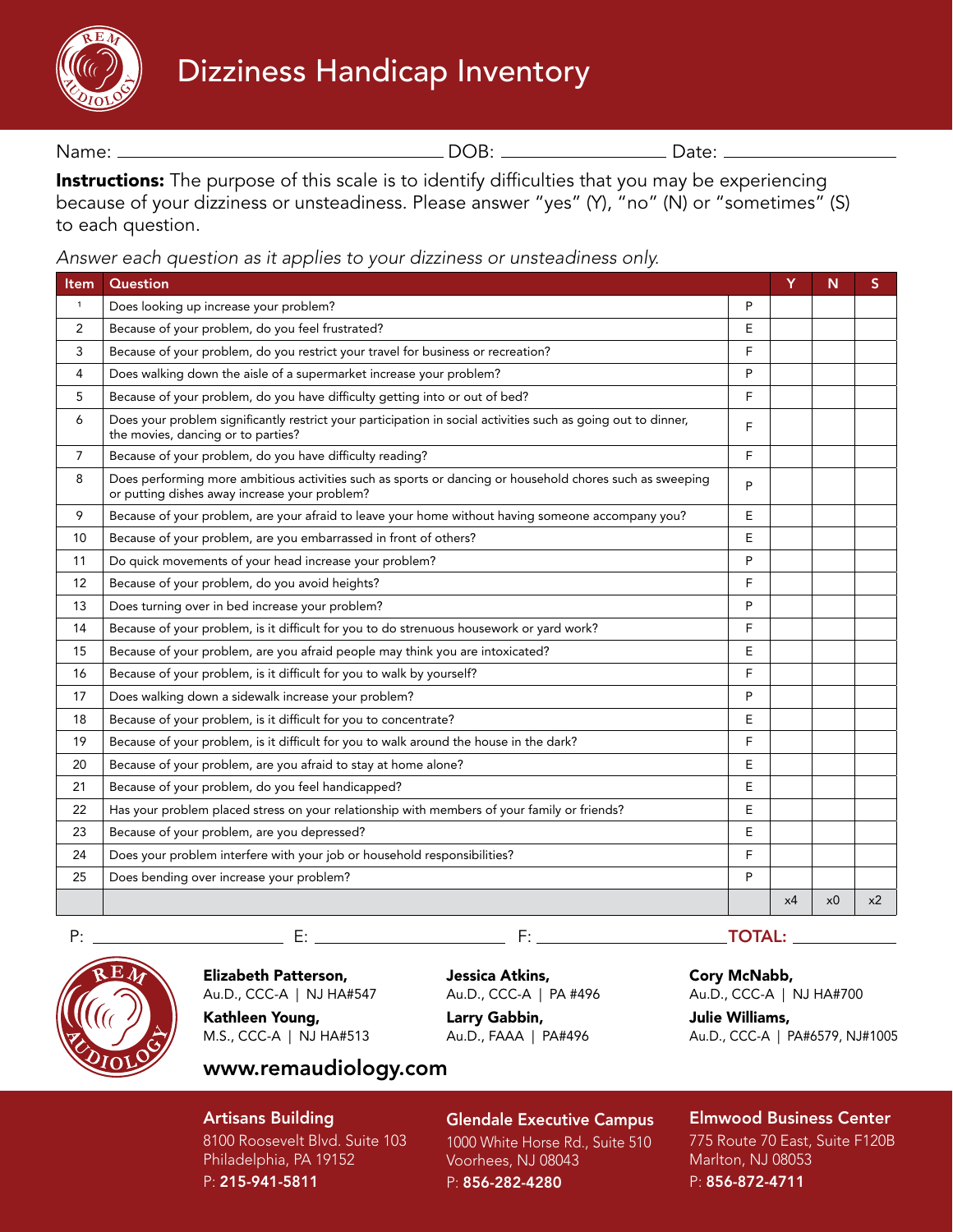# Dizziness Handicap Inventory

Name: ______________________ DOB: ______________ Date: ______________

**Instructions:** The purpose of this scale is to identify difficulties that you may be experiencing because of your dizziness or unsteadiness. Please answer "yes" (Y), "no" (N) or "sometimes" (S) to each question.

*Answer each question as it applies to your dizziness or unsteadiness only.*

| Item | Question | | Y | N | S |
|---|---|---|---|---|---|
| 1 | Does looking up increase your problem? | P | | | |
| 2 | Because of your problem, do you feel frustrated? | E | | | |
| 3 | Because of your problem, do you restrict your travel for business or recreation? | F | | | |
| 4 | Does walking down the aisle of a supermarket increase your problem? | P | | | |
| 5 | Because of your problem, do you have difficulty getting into or out of bed? | F | | | |
| 6 | Does your problem significantly restrict your participation in social activities such as going out to dinner, the movies, dancing or to parties? | F | | | |
| 7 | Because of your problem, do you have difficulty reading? | F | | | |
| 8 | Does performing more ambitious activities such as sports or dancing or household chores such as sweeping or putting dishes away increase your problem? | P | | | |
| 9 | Because of your problem, are your afraid to leave your home without having someone accompany you? | E | | | |
| 10 | Because of your problem, are you embarrassed in front of others? | E | | | |
| 11 | Do quick movements of your head increase your problem? | P | | | |
| 12 | Because of your problem, do you avoid heights? | F | | | |
| 13 | Does turning over in bed increase your problem? | P | | | |
| 14 | Because of your problem, is it difficult for you to do strenuous housework or yard work? | F | | | |
| 15 | Because of your problem, are you afraid people may think you are intoxicated? | E | | | |
| 16 | Because of your problem, is it difficult for you to walk by yourself? | F | | | |
| 17 | Does walking down a sidewalk increase your problem? | P | | | |
| 18 | Because of your problem, is it difficult for you to concentrate? | E | | | |
| 19 | Because of your problem, is it difficult for you to walk around the house in the dark? | F | | | |
| 20 | Because of your problem, are you afraid to stay at home alone? | E | | | |
| 21 | Because of your problem, do you feel handicapped? | E | | | |
| 22 | Has your problem placed stress on your relationship with members of your family or friends? | E | | | |
| 23 | Because of your problem, are you depressed? | E | | | |
| 24 | Does your problem interfere with your job or household responsibilities? | F | | | |
| 25 | Does bending over increase your problem? | P | | | |
| | | | x4 | x0 | x2 |

P: ______________ E: ______________ F: ______________ **TOTAL:** ______________

**Elizabeth Patterson,** Au.D., CCC-A | NJ HA#547

**Kathleen Young,** M.S., CCC-A | NJ HA#513

**Jessica Atkins,** Au.D., CCC-A | PA #496

**Larry Gabbin,** Au.D., FAAA | PA#496

**Cory McNabb,** Au.D., CCC-A | NJ HA#700

**Julie Williams,** Au.D., CCC-A | PA#6579, NJ#1005

**www.remaudiology.com**

**Artisans Building**
8100 Roosevelt Blvd. Suite 103
Philadelphia, PA 19152
P: **215-941-5811**

**Glendale Executive Campus**
1000 White Horse Rd., Suite 510
Voorhees, NJ 08043
P: **856-282-4280**

**Elmwood Business Center**
775 Route 70 East, Suite F120B
Marlton, NJ 08053
P: **856-872-4711**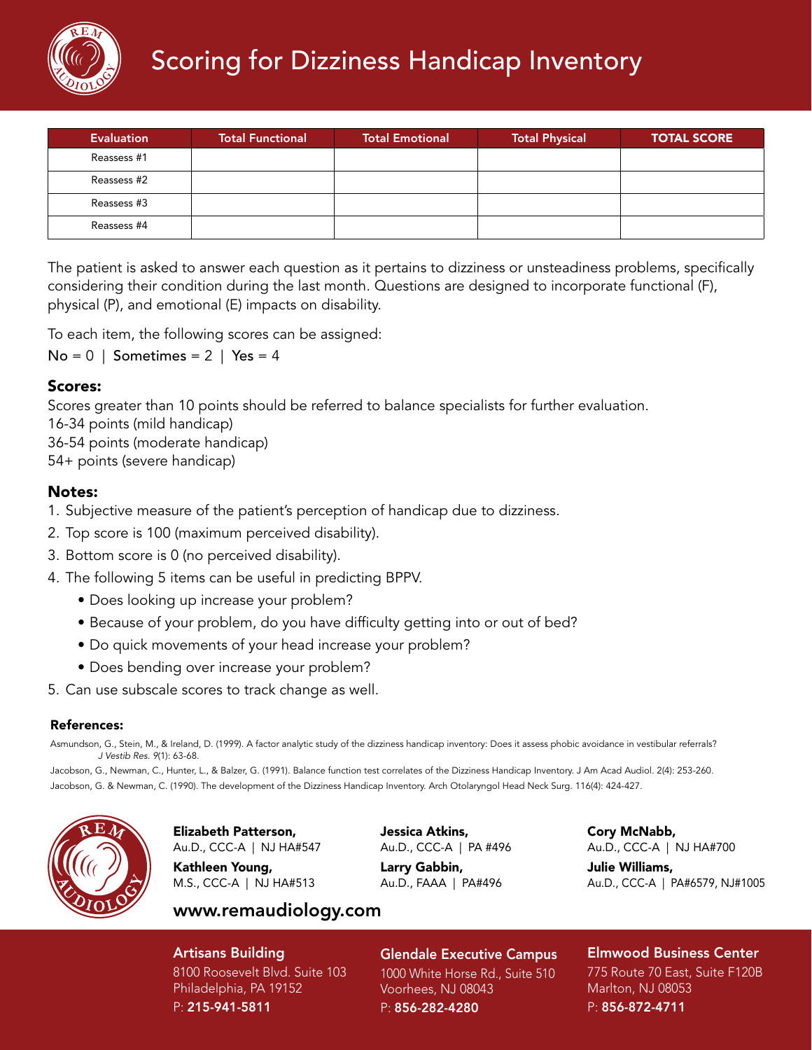# Scoring for Dizziness Handicap Inventory

| Evaluation | Total Functional | Total Emotional | Total Physical | TOTAL SCORE |
|---|---|---|---|---|
| Reassess #1 | | | | |
| Reassess #2 | | | | |
| Reassess #3 | | | | |
| Reassess #4 | | | | |

The patient is asked to answer each question as it pertains to dizziness or unsteadiness problems, specifically considering their condition during the last month. Questions are designed to incorporate functional (F), physical (P), and emotional (E) impacts on disability.

To each item, the following scores can be assigned:

**No** = 0 | **Sometimes** = 2 | **Yes** = 4

## Scores:

Scores greater than 10 points should be referred to balance specialists for further evaluation.
16-34 points (mild handicap)
36-54 points (moderate handicap)
54+ points (severe handicap)

## Notes:

1. Subjective measure of the patient's perception of handicap due to dizziness.
2. Top score is 100 (maximum perceived disability).
3. Bottom score is 0 (no perceived disability).
4. The following 5 items can be useful in predicting BPPV.
   - Does looking up increase your problem?
   - Because of your problem, do you have difficulty getting into or out of bed?
   - Do quick movements of your head increase your problem?
   - Does bending over increase your problem?
5. Can use subscale scores to track change as well.

### References:

Asmundson, G., Stein, M., & Ireland, D. (1999). A factor analytic study of the dizziness handicap inventory: Does it assess phobic avoidance in vestibular referrals? *J Vestib Res. 9*(1): 63-68.

Jacobson, G., Newman, C., Hunter, L., & Balzer, G. (1991). Balance function test correlates of the Dizziness Handicap Inventory. J Am Acad Audiol. 2(4): 253-260.

Jacobson, G. & Newman, C. (1990). The development of the Dizziness Handicap Inventory. Arch Otolaryngol Head Neck Surg. 116(4): 424-427.

**Elizabeth Patterson,**
Au.D., CCC-A | NJ HA#547

**Kathleen Young,**
M.S., CCC-A | NJ HA#513

**Jessica Atkins,**
Au.D., CCC-A | PA #496

**Larry Gabbin,**
Au.D., FAAA | PA#496

**Cory McNabb,**
Au.D., CCC-A | NJ HA#700

**Julie Williams,**
Au.D., CCC-A | PA#6579, NJ#1005

**www.remaudiology.com**

**Artisans Building**
8100 Roosevelt Blvd. Suite 103
Philadelphia, PA 19152
P: **215-941-5811**

**Glendale Executive Campus**
1000 White Horse Rd., Suite 510
Voorhees, NJ 08043
P: **856-282-4280**

**Elmwood Business Center**
775 Route 70 East, Suite F120B
Marlton, NJ 08053
P: **856-872-4711**